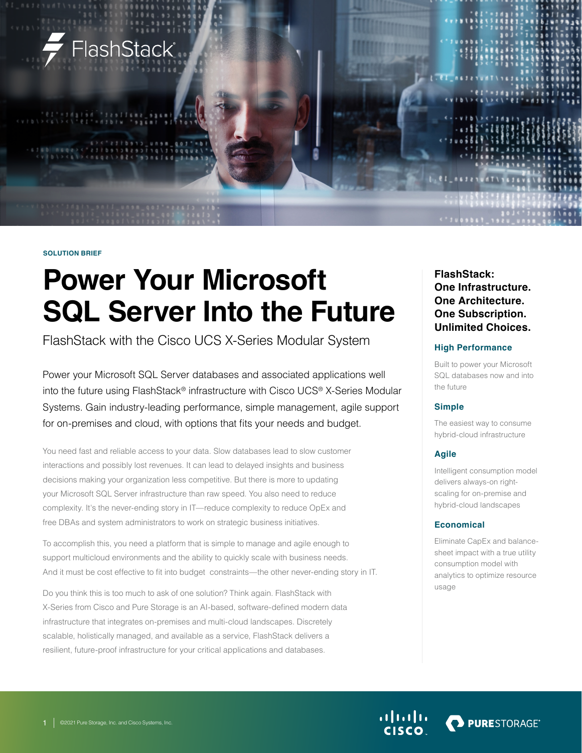FlashStack®

SOLUTION BRIEF

# Power Your Microsoft SQL Server Into the Future

FlashStack with the Cisco UCS X-Series Modular System

Power your Microsoft SQL Server databases and associated applications well into the future using FlashStack® infrastructure with Cisco UCS® X-Series Modular Systems. Gain industry-leading performance, simple management, agile support for on-premises and cloud, with options that fits your needs and budget.

You need fast and reliable access to your data. Slow databases lead to slow customer interactions and possibly lost revenues. It can lead to delayed insights and business decisions making your organization less competitive. But there is more to updating your Microsoft SQL Server infrastructure than raw speed. You also need to reduce complexity. It's the never-ending story in IT—reduce complexity to reduce OpEx and free DBAs and system administrators to work on strategic business initiatives.

To accomplish this, you need a platform that is simple to manage and agile enough to support multicloud environments and the ability to quickly scale with business needs. And it must be cost effective to fit into budget constraints—the other never-ending story in IT.

Do you think this is too much to ask of one solution? Think again. FlashStack with X-Series from Cisco and Pure Storage is an AI-based, software-defined modern data infrastructure that integrates on-premises and multi-cloud landscapes. Discretely scalable, holistically managed, and available as a service, FlashStack delivers a resilient, future-proof infrastructure for your critical applications and databases.

**FlashStack: One Infrastructure. One Architecture. One Subscription. Unlimited Choices.**

### High Performance

Built to power your Microsoft SQL databases now and into the future

### Simple

The easiest way to consume hybrid-cloud infrastructure

### Agile

Intelligent consumption model delivers always-on right-scaling for on-premise and hybrid-cloud landscapes

### Economical

Eliminate CapEx and balance-sheet impact with a true utility consumption model with analytics to optimize resource usage

©2021 Pure Storage, Inc. and Cisco Systems, Inc.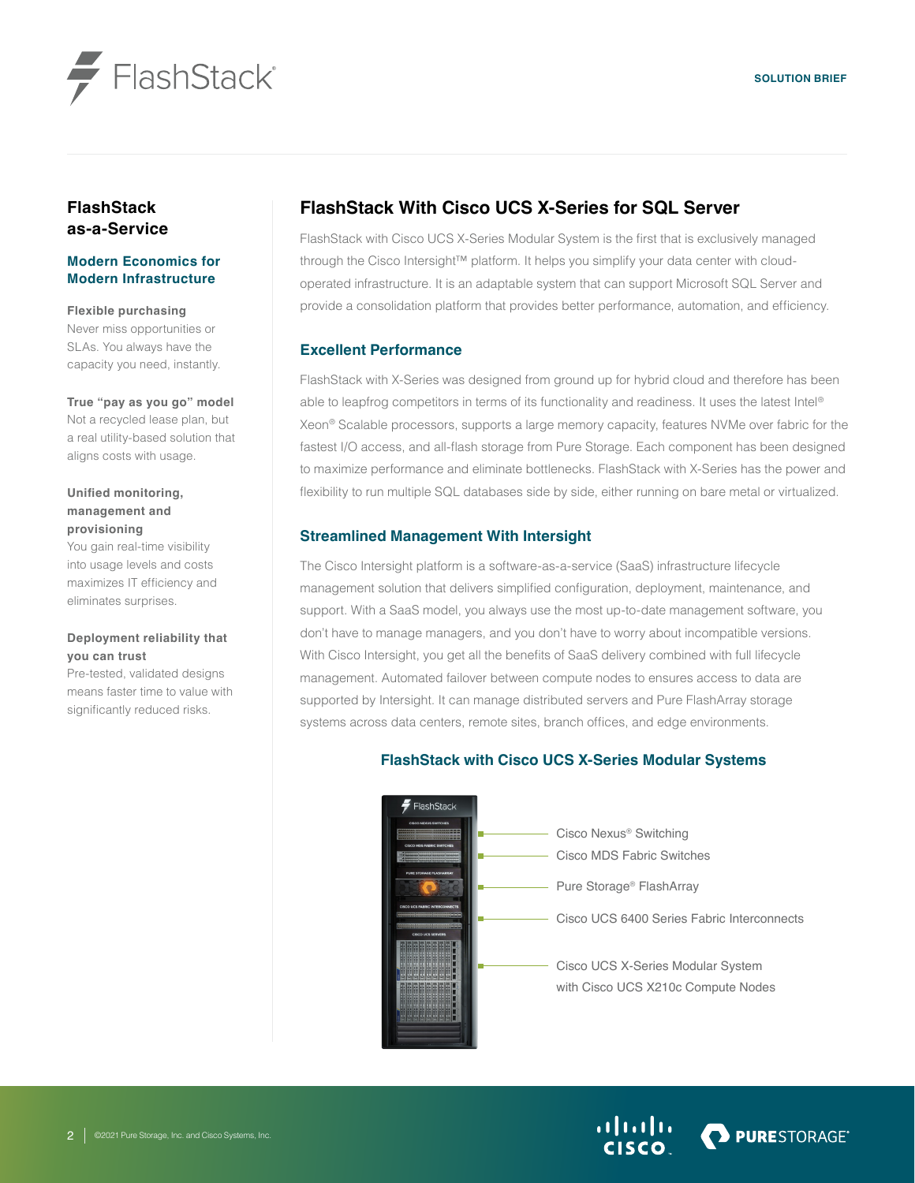# FlashStack With Cisco UCS X-Series for SQL Server

FlashStack with Cisco UCS X-Series Modular System is the first that is exclusively managed through the Cisco Intersight™ platform. It helps you simplify your data center with cloud-operated infrastructure. It is an adaptable system that can support Microsoft SQL Server and provide a consolidation platform that provides better performance, automation, and efficiency.

## Excellent Performance

FlashStack with X-Series was designed from ground up for hybrid cloud and therefore has been able to leapfrog competitors in terms of its functionality and readiness. It uses the latest Intel® Xeon® Scalable processors, supports a large memory capacity, features NVMe over fabric for the fastest I/O access, and all-flash storage from Pure Storage. Each component has been designed to maximize performance and eliminate bottlenecks. FlashStack with X-Series has the power and flexibility to run multiple SQL databases side by side, either running on bare metal or virtualized.

## Streamlined Management With Intersight

The Cisco Intersight platform is a software-as-a-service (SaaS) infrastructure lifecycle management solution that delivers simplified configuration, deployment, maintenance, and support. With a SaaS model, you always use the most up-to-date management software, you don't have to manage managers, and you don't have to worry about incompatible versions. With Cisco Intersight, you get all the benefits of SaaS delivery combined with full lifecycle management. Automated failover between compute nodes to ensures access to data are supported by Intersight. It can manage distributed servers and Pure FlashArray storage systems across data centers, remote sites, branch offices, and edge environments.

### FlashStack with Cisco UCS X-Series Modular Systems

- Cisco Nexus® Switching
- Cisco MDS Fabric Switches
- Pure Storage® FlashArray
- Cisco UCS 6400 Series Fabric Interconnects
- Cisco UCS X-Series Modular System with Cisco UCS X210c Compute Nodes

## FlashStack as-a-Service

### Modern Economics for Modern Infrastructure

**Flexible purchasing**
Never miss opportunities or SLAs. You always have the capacity you need, instantly.

**True "pay as you go" model**
Not a recycled lease plan, but a real utility-based solution that aligns costs with usage.

**Unified monitoring, management and provisioning**
You gain real-time visibility into usage levels and costs maximizes IT efficiency and eliminates surprises.

**Deployment reliability that you can trust**
Pre-tested, validated designs means faster time to value with significantly reduced risks.

©2021 Pure Storage, Inc. and Cisco Systems, Inc.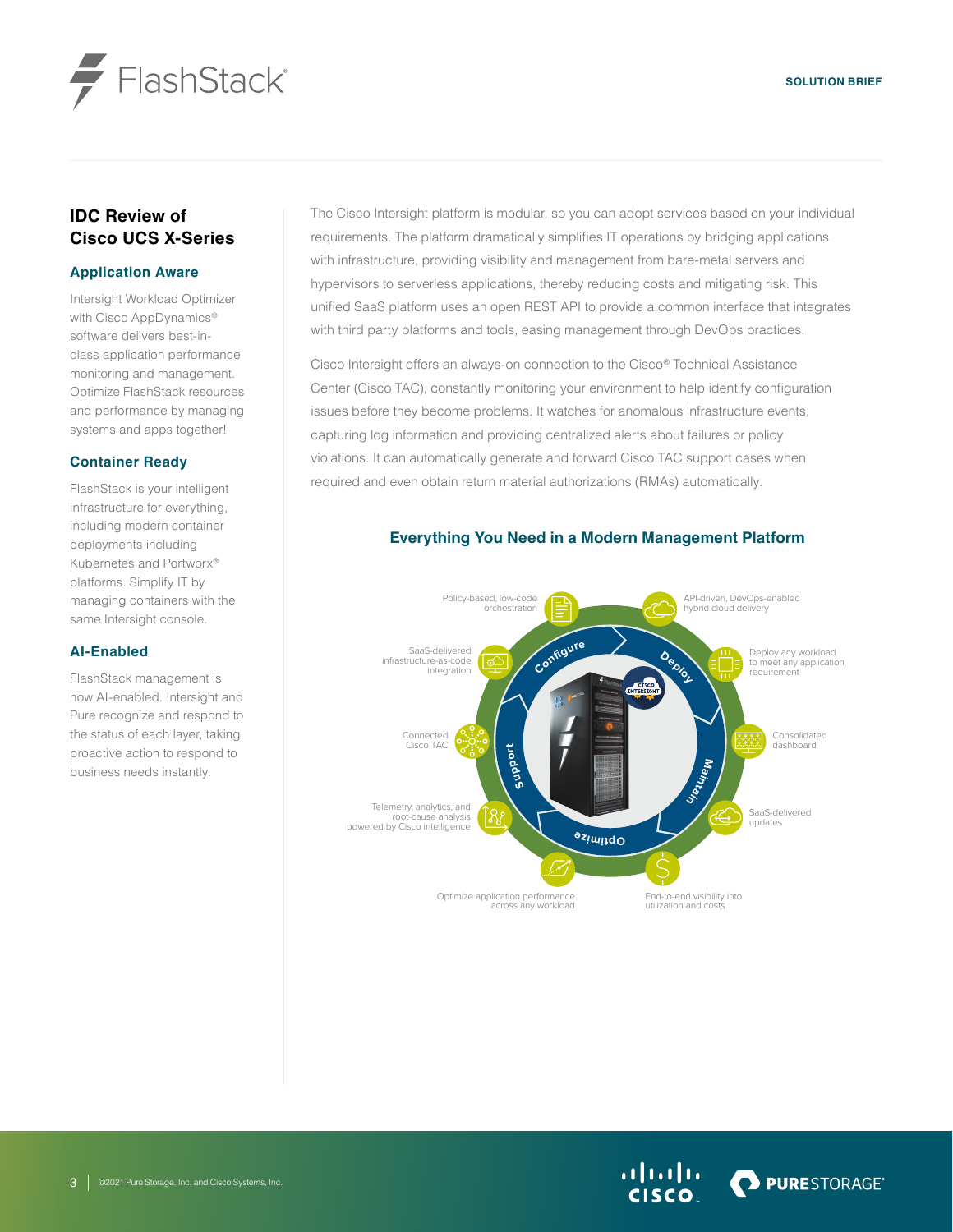## IDC Review of Cisco UCS X-Series

### Application Aware

Intersight Workload Optimizer with Cisco AppDynamics® software delivers best-in-class application performance monitoring and management. Optimize FlashStack resources and performance by managing systems and apps together!

### Container Ready

FlashStack is your intelligent infrastructure for everything, including modern container deployments including Kubernetes and Portworx® platforms. Simplify IT by managing containers with the same Intersight console.

### AI-Enabled

FlashStack management is now AI-enabled. Intersight and Pure recognize and respond to the status of each layer, taking proactive action to respond to business needs instantly.

The Cisco Intersight platform is modular, so you can adopt services based on your individual requirements. The platform dramatically simplifies IT operations by bridging applications with infrastructure, providing visibility and management from bare-metal servers and hypervisors to serverless applications, thereby reducing costs and mitigating risk. This unified SaaS platform uses an open REST API to provide a common interface that integrates with third party platforms and tools, easing management through DevOps practices.

Cisco Intersight offers an always-on connection to the Cisco® Technical Assistance Center (Cisco TAC), constantly monitoring your environment to help identify configuration issues before they become problems. It watches for anomalous infrastructure events, capturing log information and providing centralized alerts about failures or policy violations. It can automatically generate and forward Cisco TAC support cases when required and even obtain return material authorizations (RMAs) automatically.

### Everything You Need in a Modern Management Platform

- **Configure**: Policy-based, low-code orchestration; SaaS-delivered infrastructure-as-code integration
- **Deploy**: API-driven, DevOps-enabled hybrid cloud delivery; Deploy any workload to meet any application requirement
- **Maintain**: Consolidated dashboard; SaaS-delivered updates
- **Optimize**: End-to-end visibility into utilization and costs; Optimize application performance across any workload
- **Support**: Telemetry, analytics, and root-cause analysis powered by Cisco intelligence; Connected Cisco TAC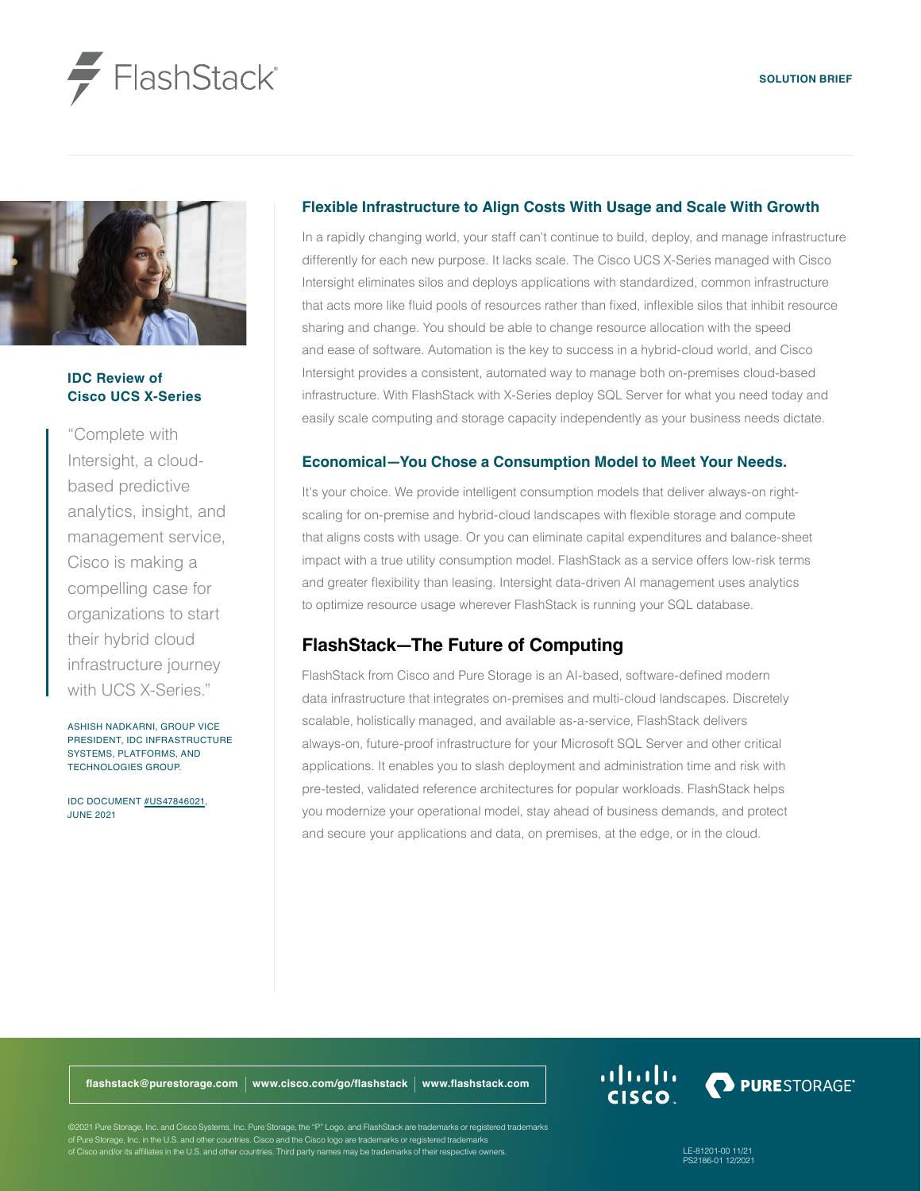## Flexible Infrastructure to Align Costs With Usage and Scale With Growth

In a rapidly changing world, your staff can't continue to build, deploy, and manage infrastructure differently for each new purpose. It lacks scale. The Cisco UCS X-Series managed with Cisco Intersight eliminates silos and deploys applications with standardized, common infrastructure that acts more like fluid pools of resources rather than fixed, inflexible silos that inhibit resource sharing and change. You should be able to change resource allocation with the speed and ease of software. Automation is the key to success in a hybrid-cloud world, and Cisco Intersight provides a consistent, automated way to manage both on-premises cloud-based infrastructure. With FlashStack with X-Series deploy SQL Server for what you need today and easily scale computing and storage capacity independently as your business needs dictate.

## Economical—You Chose a Consumption Model to Meet Your Needs.

It's your choice. We provide intelligent consumption models that deliver always-on right-scaling for on-premise and hybrid-cloud landscapes with flexible storage and compute that aligns costs with usage. Or you can eliminate capital expenditures and balance-sheet impact with a true utility consumption model. FlashStack as a service offers low-risk terms and greater flexibility than leasing. Intersight data-driven AI management uses analytics to optimize resource usage wherever FlashStack is running your SQL database.

## FlashStack—The Future of Computing

FlashStack from Cisco and Pure Storage is an AI-based, software-defined modern data infrastructure that integrates on-premises and multi-cloud landscapes. Discretely scalable, holistically managed, and available as-a-service, FlashStack delivers always-on, future-proof infrastructure for your Microsoft SQL Server and other critical applications. It enables you to slash deployment and administration time and risk with pre-tested, validated reference architectures for popular workloads. FlashStack helps you modernize your operational model, stay ahead of business demands, and protect and secure your applications and data, on premises, at the edge, or in the cloud.

### IDC Review of Cisco UCS X-Series

> "Complete with Intersight, a cloud-based predictive analytics, insight, and management service, Cisco is making a compelling case for organizations to start their hybrid cloud infrastructure journey with UCS X-Series."

ASHISH NADKARNI, GROUP VICE PRESIDENT, IDC INFRASTRUCTURE SYSTEMS, PLATFORMS, AND TECHNOLOGIES GROUP.

IDC DOCUMENT #US47846021, JUNE 2021

flashstack@purestorage.com | www.cisco.com/go/flashstack | www.flashstack.com

©2021 Pure Storage, Inc. and Cisco Systems, Inc. Pure Storage, the "P" Logo, and FlashStack are trademarks or registered trademarks of Pure Storage, Inc. in the U.S. and other countries. Cisco and the Cisco logo are trademarks or registered trademarks of Cisco and/or its affiliates in the U.S. and other countries. Third party names may be trademarks of their respective owners.

LE-81201-00 11/21
PS2186-01 12/2021